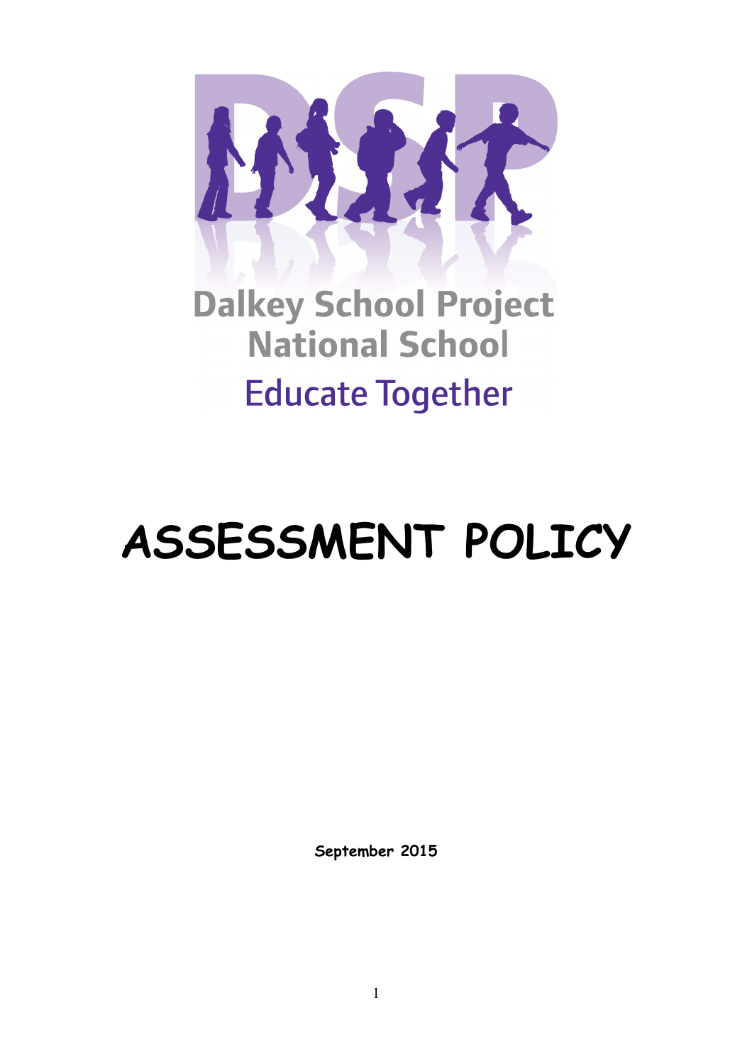Dalkey School Project National School

Educate Together

# ASSESSMENT POLICY

**September 2015**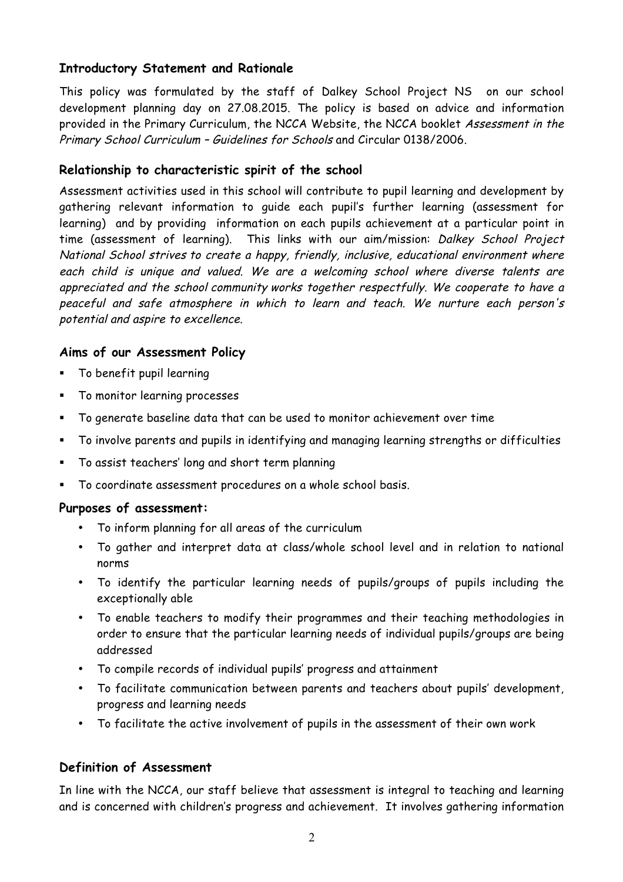## Introductory Statement and Rationale

This policy was formulated by the staff of Dalkey School Project NS on our school development planning day on 27.08.2015. The policy is based on advice and information provided in the Primary Curriculum, the NCCA Website, the NCCA booklet *Assessment in the Primary School Curriculum – Guidelines for Schools* and Circular 0138/2006.

## Relationship to characteristic spirit of the school

Assessment activities used in this school will contribute to pupil learning and development by gathering relevant information to guide each pupil's further learning (assessment for learning) and by providing information on each pupils achievement at a particular point in time (assessment of learning). This links with our aim/mission: *Dalkey School Project National School strives to create a happy, friendly, inclusive, educational environment where each child is unique and valued. We are a welcoming school where diverse talents are appreciated and the school community works together respectfully. We cooperate to have a peaceful and safe atmosphere in which to learn and teach. We nurture each person's potential and aspire to excellence.*

## Aims of our Assessment Policy

- To benefit pupil learning
- To monitor learning processes
- To generate baseline data that can be used to monitor achievement over time
- To involve parents and pupils in identifying and managing learning strengths or difficulties
- To assist teachers' long and short term planning
- To coordinate assessment procedures on a whole school basis.

## Purposes of assessment:

- To inform planning for all areas of the curriculum
- To gather and interpret data at class/whole school level and in relation to national norms
- To identify the particular learning needs of pupils/groups of pupils including the exceptionally able
- To enable teachers to modify their programmes and their teaching methodologies in order to ensure that the particular learning needs of individual pupils/groups are being addressed
- To compile records of individual pupils' progress and attainment
- To facilitate communication between parents and teachers about pupils' development, progress and learning needs
- To facilitate the active involvement of pupils in the assessment of their own work

## Definition of Assessment

In line with the NCCA, our staff believe that assessment is integral to teaching and learning and is concerned with children's progress and achievement. It involves gathering information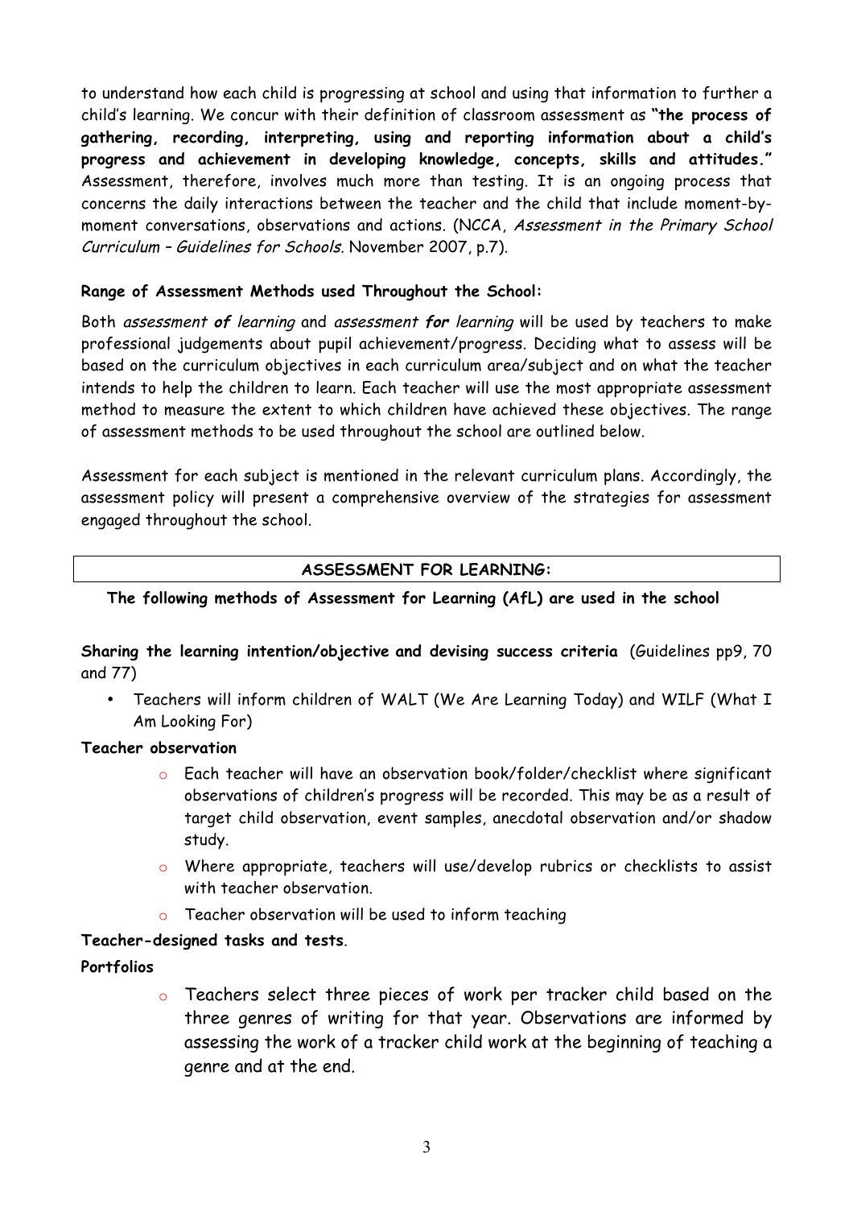to understand how each child is progressing at school and using that information to further a child's learning. We concur with their definition of classroom assessment as **"the process of gathering, recording, interpreting, using and reporting information about a child's progress and achievement in developing knowledge, concepts, skills and attitudes."** Assessment, therefore, involves much more than testing. It is an ongoing process that concerns the daily interactions between the teacher and the child that include moment-by-moment conversations, observations and actions. (NCCA, *Assessment in the Primary School Curriculum – Guidelines for Schools.* November 2007, p.7).

**Range of Assessment Methods used Throughout the School:**

Both *assessment **of** learning* and *assessment **for** learning* will be used by teachers to make professional judgements about pupil achievement/progress. Deciding what to assess will be based on the curriculum objectives in each curriculum area/subject and on what the teacher intends to help the children to learn. Each teacher will use the most appropriate assessment method to measure the extent to which children have achieved these objectives. The range of assessment methods to be used throughout the school are outlined below.

Assessment for each subject is mentioned in the relevant curriculum plans. Accordingly, the assessment policy will present a comprehensive overview of the strategies for assessment engaged throughout the school.

## ASSESSMENT FOR LEARNING:

**The following methods of Assessment for Learning (AfL) are used in the school**

**Sharing the learning intention/objective and devising success criteria** (Guidelines pp9, 70 and 77)

- Teachers will inform children of WALT (We Are Learning Today) and WILF (What I Am Looking For)

**Teacher observation**

- Each teacher will have an observation book/folder/checklist where significant observations of children's progress will be recorded. This may be as a result of target child observation, event samples, anecdotal observation and/or shadow study.
- Where appropriate, teachers will use/develop rubrics or checklists to assist with teacher observation.
- Teacher observation will be used to inform teaching

**Teacher-designed tasks and tests**.

**Portfolios**

- Teachers select three pieces of work per tracker child based on the three genres of writing for that year. Observations are informed by assessing the work of a tracker child work at the beginning of teaching a genre and at the end.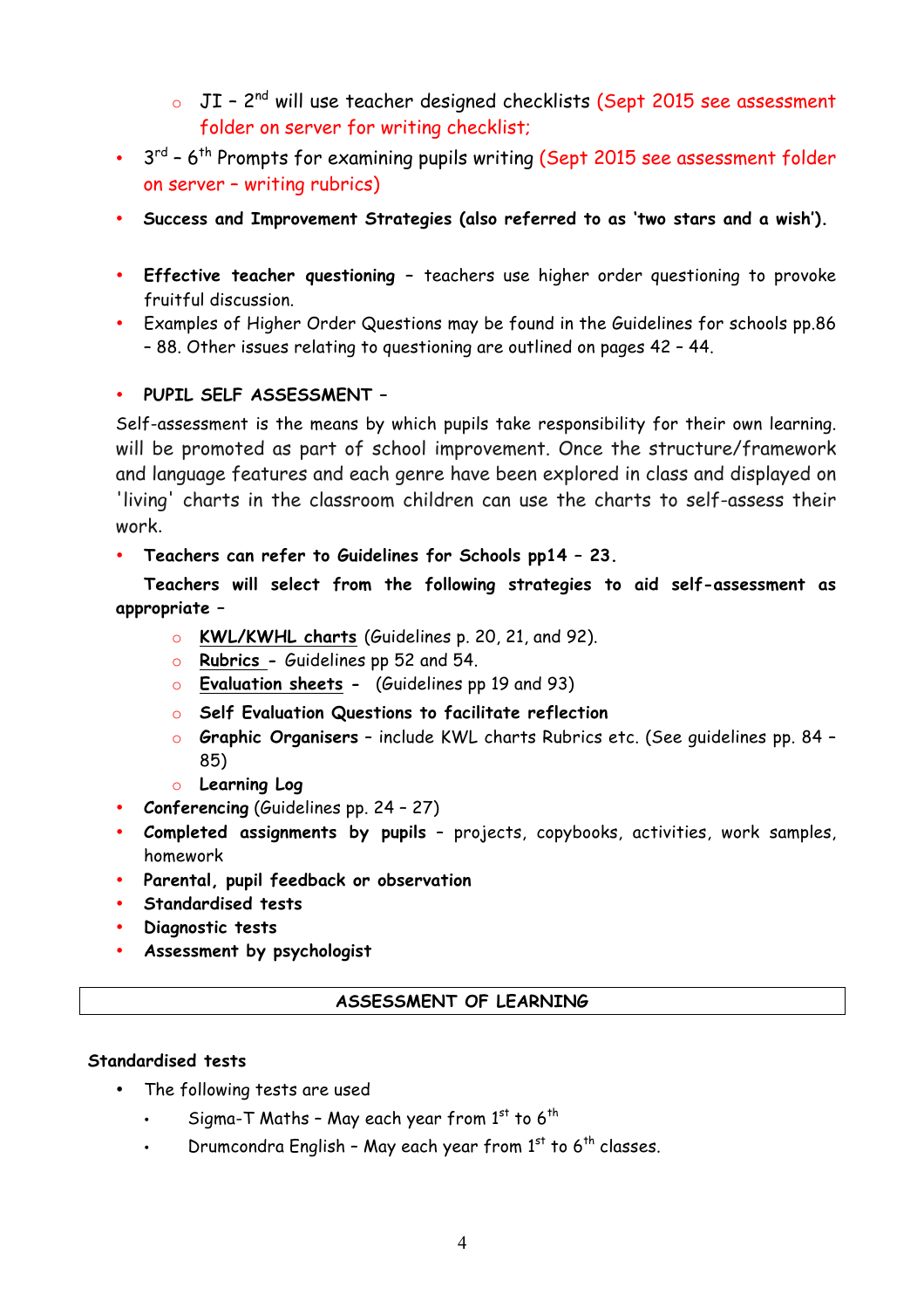- JI – 2nd will use teacher designed checklists (Sept 2015 see assessment folder on server for writing checklist;

- 3rd – 6th Prompts for examining pupils writing (Sept 2015 see assessment folder on server – writing rubrics)
- **Success and Improvement Strategies (also referred to as 'two stars and a wish').**

- **Effective teacher questioning** – teachers use higher order questioning to provoke fruitful discussion.
- Examples of Higher Order Questions may be found in the Guidelines for schools pp.86 – 88. Other issues relating to questioning are outlined on pages 42 – 44.

- **PUPIL SELF ASSESSMENT –**

Self-assessment is the means by which pupils take responsibility for their own learning. will be promoted as part of school improvement. Once the structure/framework and language features and each genre have been explored in class and displayed on 'living' charts in the classroom children can use the charts to self-assess their work.

- **Teachers can refer to Guidelines for Schools pp14 – 23.**

**Teachers will select from the following strategies to aid self-assessment as appropriate –**

- **KWL/KWHL charts** (Guidelines p. 20, 21, and 92).
- **Rubrics** - Guidelines pp 52 and 54.
- **Evaluation sheets** - (Guidelines pp 19 and 93)
- **Self Evaluation Questions to facilitate reflection**
- **Graphic Organisers** – include KWL charts Rubrics etc. (See guidelines pp. 84 – 85)
- **Learning Log**

- ***Conferencing*** (Guidelines pp. 24 – 27)
- ***Completed assignments by pupils*** – projects, copybooks, activities, work samples, homework
- ***Parental, pupil feedback or observation***
- ***Standardised tests***
- ***Diagnostic tests***
- ***Assessment by psychologist***

## ASSESSMENT OF LEARNING

**Standardised tests**

- The following tests are used
  - Sigma-T Maths – May each year from 1st to 6th
  - Drumcondra English – May each year from 1st to 6th classes.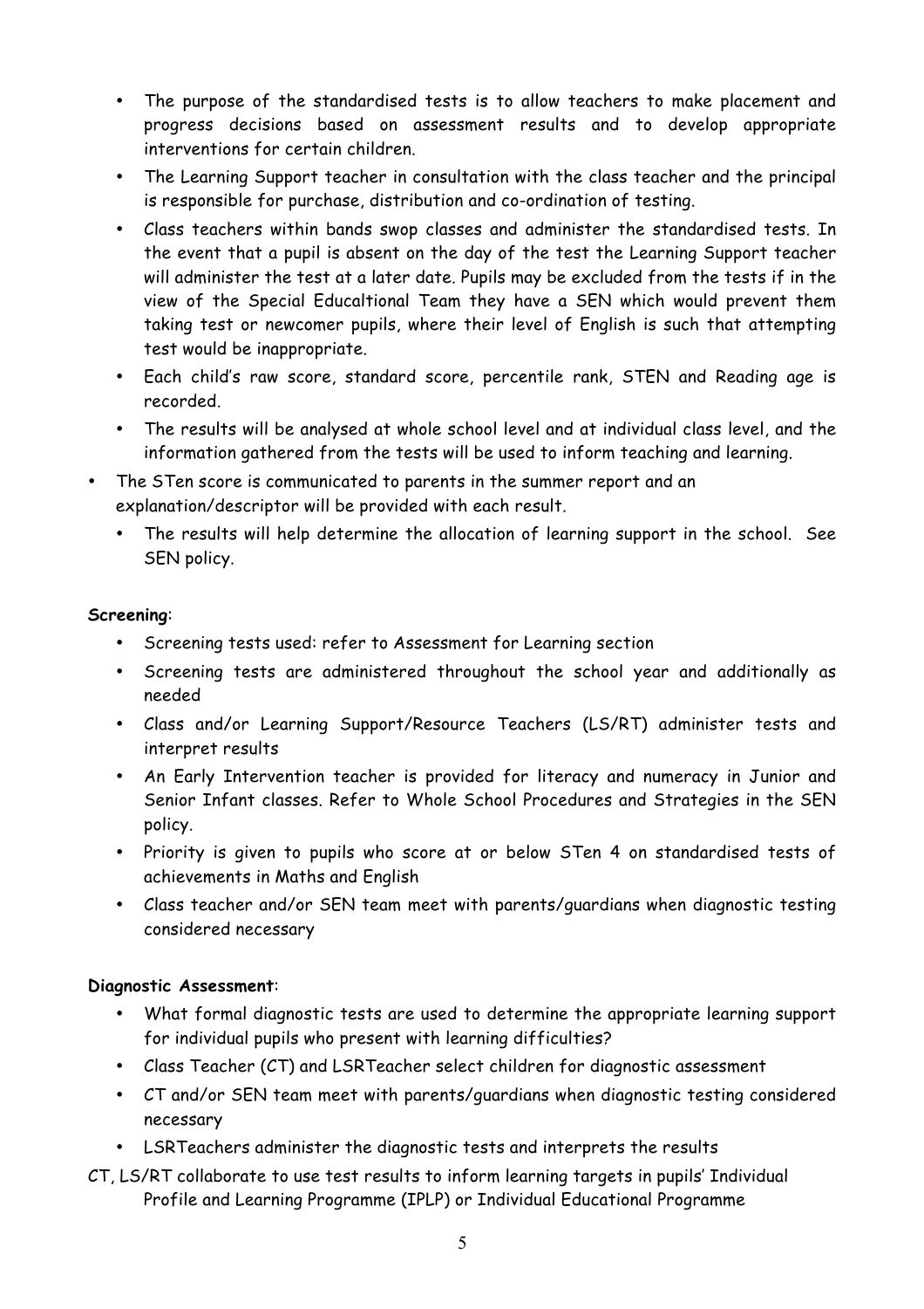- The purpose of the standardised tests is to allow teachers to make placement and progress decisions based on assessment results and to develop appropriate interventions for certain children.
- The Learning Support teacher in consultation with the class teacher and the principal is responsible for purchase, distribution and co-ordination of testing.
- Class teachers within bands swop classes and administer the standardised tests. In the event that a pupil is absent on the day of the test the Learning Support teacher will administer the test at a later date. Pupils may be excluded from the tests if in the view of the Special Educaltional Team they have a SEN which would prevent them taking test or newcomer pupils, where their level of English is such that attempting test would be inappropriate.
- Each child's raw score, standard score, percentile rank, STEN and Reading age is recorded.
- The results will be analysed at whole school level and at individual class level, and the information gathered from the tests will be used to inform teaching and learning.
- The STen score is communicated to parents in the summer report and an explanation/descriptor will be provided with each result.
- The results will help determine the allocation of learning support in the school. See SEN policy.

**Screening**:

- Screening tests used: refer to Assessment for Learning section
- Screening tests are administered throughout the school year and additionally as needed
- Class and/or Learning Support/Resource Teachers (LS/RT) administer tests and interpret results
- An Early Intervention teacher is provided for literacy and numeracy in Junior and Senior Infant classes. Refer to Whole School Procedures and Strategies in the SEN policy.
- Priority is given to pupils who score at or below STen 4 on standardised tests of achievements in Maths and English
- Class teacher and/or SEN team meet with parents/guardians when diagnostic testing considered necessary

**Diagnostic Assessment**:

- What formal diagnostic tests are used to determine the appropriate learning support for individual pupils who present with learning difficulties?
- Class Teacher (CT) and LSRTeacher select children for diagnostic assessment
- CT and/or SEN team meet with parents/guardians when diagnostic testing considered necessary
- LSRTeachers administer the diagnostic tests and interprets the results

CT, LS/RT collaborate to use test results to inform learning targets in pupils' Individual Profile and Learning Programme (IPLP) or Individual Educational Programme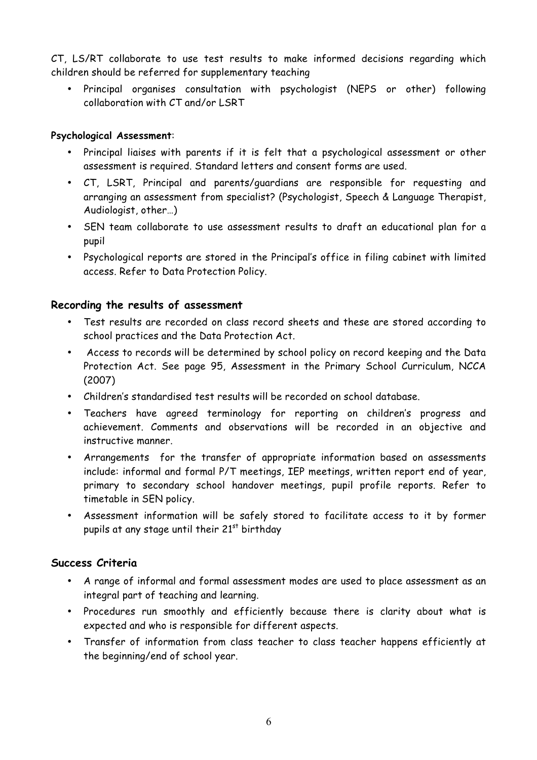CT, LS/RT collaborate to use test results to make informed decisions regarding which children should be referred for supplementary teaching

- Principal organises consultation with psychologist (NEPS or other) following collaboration with CT and/or LSRT

**Psychological Assessment**:

- Principal liaises with parents if it is felt that a psychological assessment or other assessment is required. Standard letters and consent forms are used.
- CT, LSRT, Principal and parents/guardians are responsible for requesting and arranging an assessment from specialist? (Psychologist, Speech & Language Therapist, Audiologist, other…)
- SEN team collaborate to use assessment results to draft an educational plan for a pupil
- Psychological reports are stored in the Principal's office in filing cabinet with limited access. Refer to Data Protection Policy.

## Recording the results of assessment

- Test results are recorded on class record sheets and these are stored according to school practices and the Data Protection Act.
- Access to records will be determined by school policy on record keeping and the Data Protection Act. See page 95, Assessment in the Primary School Curriculum, NCCA (2007)
- Children's standardised test results will be recorded on school database.
- Teachers have agreed terminology for reporting on children's progress and achievement. Comments and observations will be recorded in an objective and instructive manner.
- Arrangements for the transfer of appropriate information based on assessments include: informal and formal P/T meetings, IEP meetings, written report end of year, primary to secondary school handover meetings, pupil profile reports. Refer to timetable in SEN policy.
- Assessment information will be safely stored to facilitate access to it by former pupils at any stage until their 21st birthday

## Success Criteria

- A range of informal and formal assessment modes are used to place assessment as an integral part of teaching and learning.
- Procedures run smoothly and efficiently because there is clarity about what is expected and who is responsible for different aspects.
- Transfer of information from class teacher to class teacher happens efficiently at the beginning/end of school year.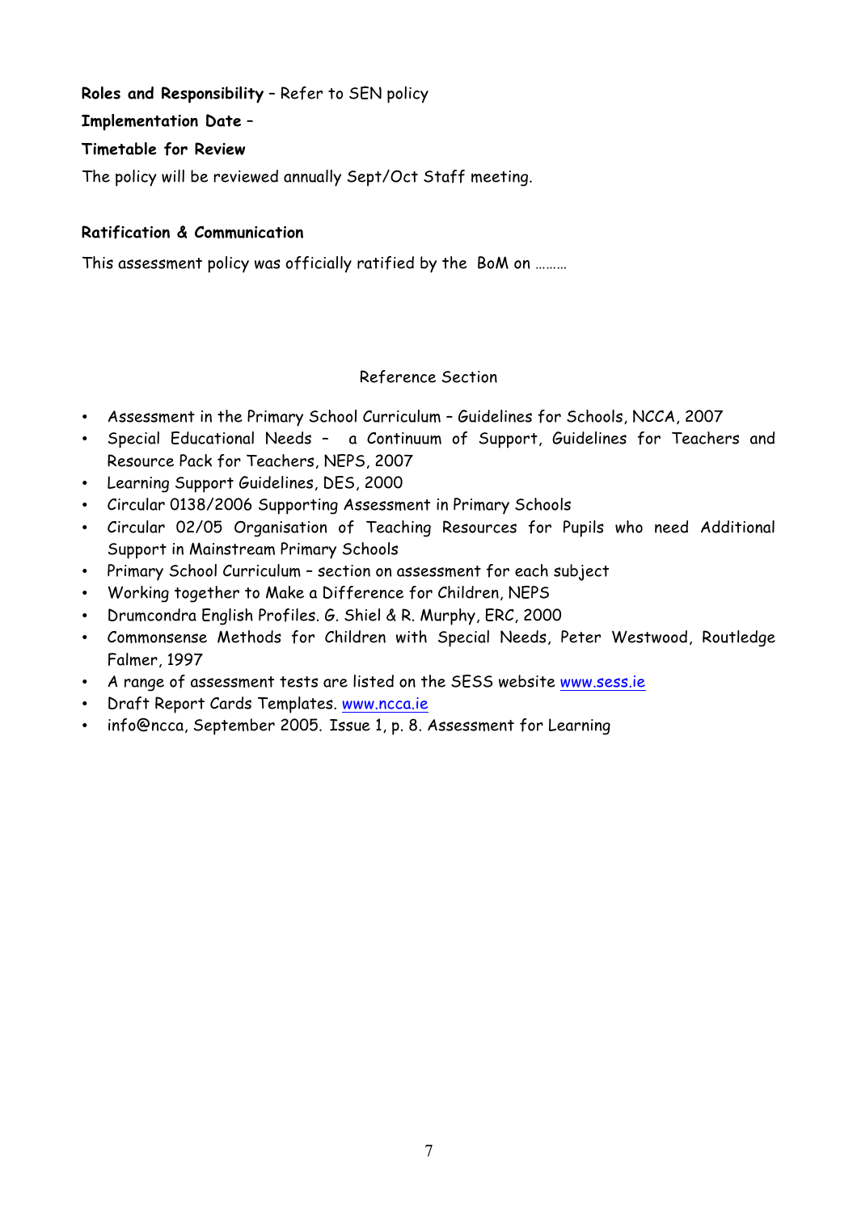**Roles and Responsibility** – Refer to SEN policy

**Implementation Date** –

**Timetable for Review**

The policy will be reviewed annually Sept/Oct Staff meeting.

**Ratification & Communication**

This assessment policy was officially ratified by the BoM on ………

## Reference Section

- Assessment in the Primary School Curriculum – Guidelines for Schools, NCCA, 2007
- Special Educational Needs – a Continuum of Support, Guidelines for Teachers and Resource Pack for Teachers, NEPS, 2007
- Learning Support Guidelines, DES, 2000
- Circular 0138/2006 Supporting Assessment in Primary Schools
- Circular 02/05 Organisation of Teaching Resources for Pupils who need Additional Support in Mainstream Primary Schools
- Primary School Curriculum – section on assessment for each subject
- Working together to Make a Difference for Children, NEPS
- Drumcondra English Profiles. G. Shiel & R. Murphy, ERC, 2000
- Commonsense Methods for Children with Special Needs, Peter Westwood, Routledge Falmer, 1997
- A range of assessment tests are listed on the SESS website www.sess.ie
- Draft Report Cards Templates. www.ncca.ie
- info@ncca, September 2005. Issue 1, p. 8. Assessment for Learning